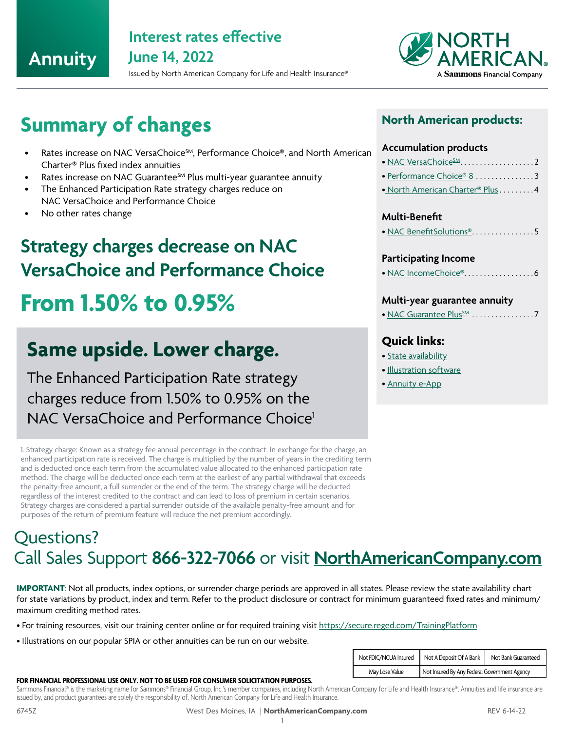# Annuity

## Interest rates effective June 14, 2022

Issued by North American Company for Life and Health Insurance®

NORTH AMERICAN. A Sammons Financial Company

# Summary of changes

- Rates increase on NAC VersaChoice℠, Performance Choice®, and North American Charter® Plus fixed index annuities
- Rates increase on NAC Guarantee℠ Plus multi-year guarantee annuity
- The Enhanced Participation Rate strategy charges reduce on NAC VersaChoice and Performance Choice
- No other rates change

## Strategy charges decrease on NAC VersaChoice and Performance Choice

# From 1.50% to 0.95%

## Same upside. Lower charge.

The Enhanced Participation Rate strategy charges reduce from 1.50% to 0.95% on the NAC VersaChoice and Performance Choice[1]

1. Strategy charge: Known as a strategy fee annual percentage in the contract. In exchange for the charge, an enhanced participation rate is received. The charge is multiplied by the number of years in the crediting term and is deducted once each term from the accumulated value allocated to the enhanced participation rate method. The charge will be deducted once each term at the earliest of any partial withdrawal that exceeds the penalty-free amount, a full surrender or the end of the term. The strategy charge will be deducted regardless of the interest credited to the contract and can lead to loss of premium in certain scenarios. Strategy charges are considered a partial surrender outside of the available penalty-free amount and for purposes of the return of premium feature will reduce the net premium accordingly.

## North American products:

### Accumulation products

- NAC VersaChoice℠ .................. 2
- Performance Choice® 8 ............... 3
- North American Charter® Plus ......... 4

### Multi-Benefit

- NAC BenefitSolutions® ................ 5

### Participating Income

- NAC IncomeChoice® ................. 6

### Multi-year guarantee annuity

- NAC Guarantee Plus℠ ................ 7

### Quick links:

- State availability
- Illustration software
- Annuity e-App

## Questions?

Call Sales Support **866-322-7066** or visit **NorthAmericanCompany.com**

**IMPORTANT**: Not all products, index options, or surrender charge periods are approved in all states. Please review the state availability chart for state variations by product, index and term. Refer to the product disclosure or contract for minimum guaranteed fixed rates and minimum/maximum crediting method rates.

- For training resources, visit our training center online or for required training visit https://secure.reged.com/TrainingPlatform
- Illustrations on our popular SPIA or other annuities can be run on our website.

| Not FDIC/NCUA Insured | Not A Deposit Of A Bank | Not Bank Guaranteed |
|---|---|---|
| May Lose Value | Not Insured By Any Federal Government Agency | |

**FOR FINANCIAL PROFESSIONAL USE ONLY. NOT TO BE USED FOR CONSUMER SOLICITATION PURPOSES.**

Sammons Financial® is the marketing name for Sammons® Financial Group, Inc.'s member companies, including North American Company for Life and Health Insurance®. Annuities and life insurance are issued by, and product guarantees are solely the responsibility of, North American Company for Life and Health Insurance.

6745Z West Des Moines, IA | **NorthAmericanCompany.com** REV 6-14-22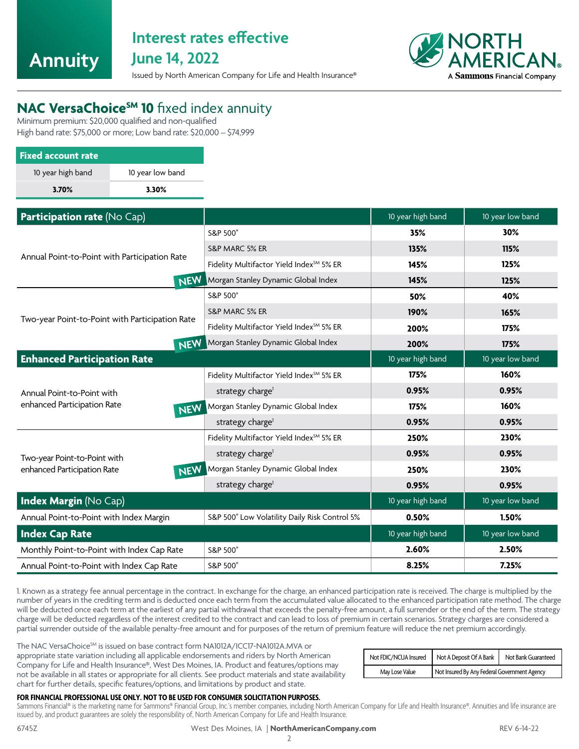Annuity

# Interest rates effective June 14, 2022

Issued by North American Company for Life and Health Insurance®

NORTH AMERICAN® A Sammons Financial Company

## NAC VersaChoice℠ 10 fixed index annuity

Minimum premium: $20,000 qualified and non-qualified
High band rate: $75,000 or more; Low band rate: $20,000 – $74,999

| Fixed account rate | |
|---|---|
| 10 year high band | 10 year low band |
| **3.70%** | **3.30%** |

| **Participation rate** (No Cap) | | 10 year high band | 10 year low band |
|---|---|---|---|
| Annual Point-to-Point with Participation Rate | S&P 500® | **35%** | **30%** |
| | S&P MARC 5% ER | **135%** | **115%** |
| | Fidelity Multifactor Yield Index℠ 5% ER | **145%** | **125%** |
| | NEW Morgan Stanley Dynamic Global Index | **145%** | **125%** |
| Two-year Point-to-Point with Participation Rate | S&P 500® | **50%** | **40%** |
| | S&P MARC 5% ER | **190%** | **165%** |
| | Fidelity Multifactor Yield Index℠ 5% ER | **200%** | **175%** |
| | NEW Morgan Stanley Dynamic Global Index | **200%** | **175%** |
| **Enhanced Participation Rate** | | 10 year high band | 10 year low band |
| Annual Point-to-Point with enhanced Participation Rate | Fidelity Multifactor Yield Index℠ 5% ER | **175%** | **160%** |
| | strategy charge[1] | **0.95%** | **0.95%** |
| | NEW Morgan Stanley Dynamic Global Index | **175%** | **160%** |
| | strategy charge[1] | **0.95%** | **0.95%** |
| Two-year Point-to-Point with enhanced Participation Rate | Fidelity Multifactor Yield Index℠ 5% ER | **250%** | **230%** |
| | strategy charge[1] | **0.95%** | **0.95%** |
| | NEW Morgan Stanley Dynamic Global Index | **250%** | **230%** |
| | strategy charge[1] | **0.95%** | **0.95%** |
| **Index Margin** (No Cap) | | 10 year high band | 10 year low band |
| Annual Point-to-Point with Index Margin | S&P 500® Low Volatility Daily Risk Control 5% | **0.50%** | **1.50%** |
| **Index Cap Rate** | | 10 year high band | 10 year low band |
| Monthly Point-to-Point with Index Cap Rate | S&P 500® | **2.60%** | **2.50%** |
| Annual Point-to-Point with Index Cap Rate | S&P 500® | **8.25%** | **7.25%** |

1. Known as a strategy fee annual percentage in the contract. In exchange for the charge, an enhanced participation rate is received. The charge is multiplied by the number of years in the crediting term and is deducted once each term from the accumulated value allocated to the enhanced participation rate method. The charge will be deducted once each term at the earliest of any partial withdrawal that exceeds the penalty-free amount, a full surrender or the end of the term. The strategy charge will be deducted regardless of the interest credited to the contract and can lead to loss of premium in certain scenarios. Strategy charges are considered a partial surrender outside of the available penalty-free amount and for purposes of the return of premium feature will reduce the net premium accordingly.

The NAC VersaChoice℠ is issued on base contract form NA1012A/ICC17-NA1012A.MVA or appropriate state variation including all applicable endorsements and riders by North American Company for Life and Health Insurance®, West Des Moines, IA. Product and features/options may not be available in all states or appropriate for all clients. See product materials and state availability chart for further details, specific features/options, and limitations by product and state.

| Not FDIC/NCUA Insured | Not A Deposit Of A Bank | Not Bank Guaranteed |
|---|---|---|
| May Lose Value | Not Insured By Any Federal Government Agency | |

**FOR FINANCIAL PROFESSIONAL USE ONLY. NOT TO BE USED FOR CONSUMER SOLICITATION PURPOSES.**

Sammons Financial® is the marketing name for Sammons® Financial Group, Inc.'s member companies, including North American Company for Life and Health Insurance®. Annuities and life insurance are issued by, and product guarantees are solely the responsibility of, North American Company for Life and Health Insurance.

6745Z West Des Moines, IA | **NorthAmericanCompany.com** REV 6-14-22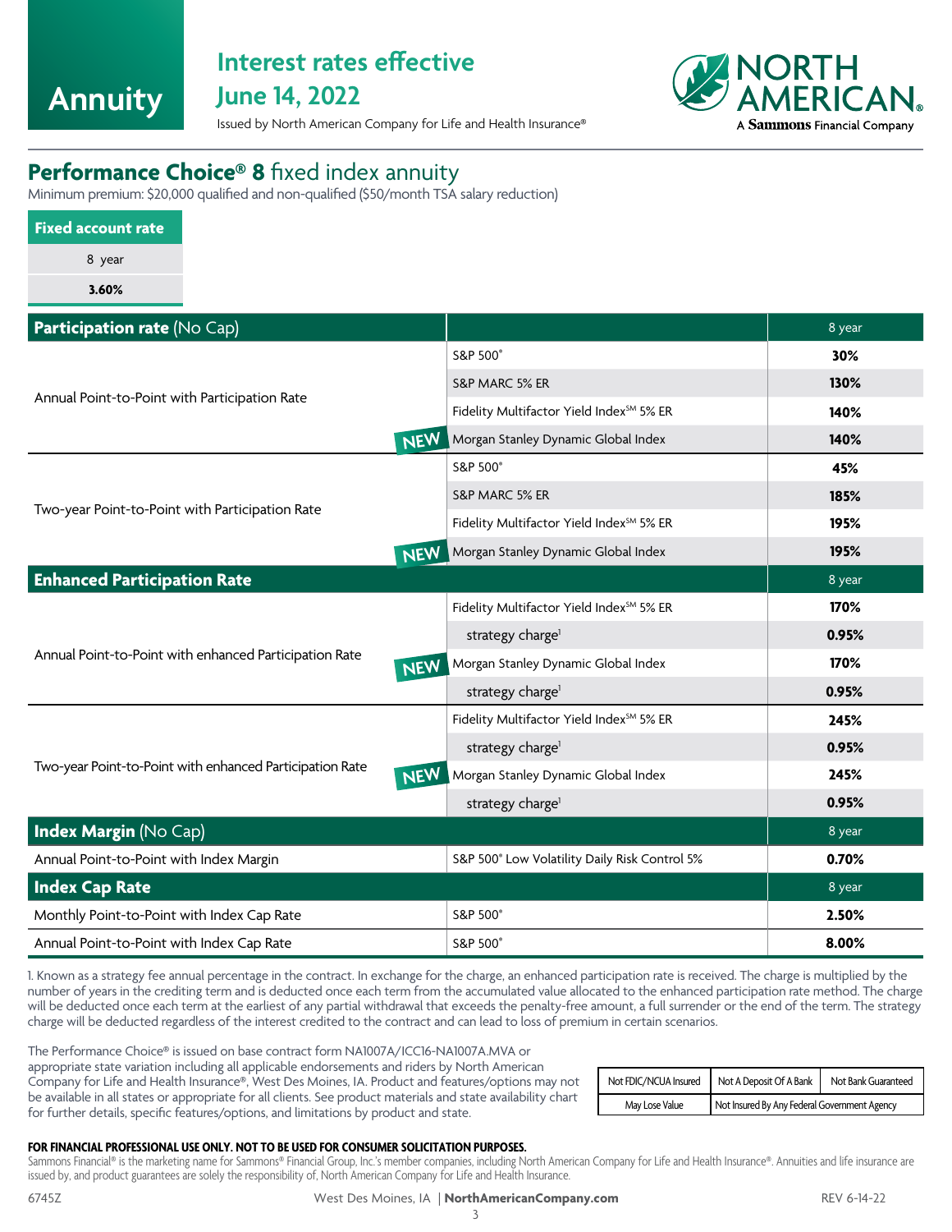# Annuity

## Interest rates effective June 14, 2022

Issued by North American Company for Life and Health Insurance®

NORTH AMERICAN. A Sammons Financial Company

## **Performance Choice® 8** fixed index annuity

Minimum premium: $20,000 qualified and non-qualified ($50/month TSA salary reduction)

| Fixed account rate |
|---|
| 8 year |
| **3.60%** |

| **Participation rate** (No Cap) | | 8 year |
|---|---|---|
| Annual Point-to-Point with Participation Rate | S&P 500® | **30%** |
| | S&P MARC 5% ER | **130%** |
| | Fidelity Multifactor Yield Index℠ 5% ER | **140%** |
| NEW | Morgan Stanley Dynamic Global Index | **140%** |
| Two-year Point-to-Point with Participation Rate | S&P 500® | **45%** |
| | S&P MARC 5% ER | **185%** |
| | Fidelity Multifactor Yield Index℠ 5% ER | **195%** |
| NEW | Morgan Stanley Dynamic Global Index | **195%** |
| **Enhanced Participation Rate** | | 8 year |
| Annual Point-to-Point with enhanced Participation Rate | Fidelity Multifactor Yield Index℠ 5% ER | **170%** |
| | strategy charge[1] | **0.95%** |
| NEW | Morgan Stanley Dynamic Global Index | **170%** |
| | strategy charge[1] | **0.95%** |
| Two-year Point-to-Point with enhanced Participation Rate | Fidelity Multifactor Yield Index℠ 5% ER | **245%** |
| | strategy charge[1] | **0.95%** |
| NEW | Morgan Stanley Dynamic Global Index | **245%** |
| | strategy charge[1] | **0.95%** |
| **Index Margin** (No Cap) | | 8 year |
| Annual Point-to-Point with Index Margin | S&P 500® Low Volatility Daily Risk Control 5% | **0.70%** |
| **Index Cap Rate** | | 8 year |
| Monthly Point-to-Point with Index Cap Rate | S&P 500® | **2.50%** |
| Annual Point-to-Point with Index Cap Rate | S&P 500® | **8.00%** |

1. Known as a strategy fee annual percentage in the contract. In exchange for the charge, an enhanced participation rate is received. The charge is multiplied by the number of years in the crediting term and is deducted once each term from the accumulated value allocated to the enhanced participation rate method. The charge will be deducted once each term at the earliest of any partial withdrawal that exceeds the penalty-free amount, a full surrender or the end of the term. The strategy charge will be deducted regardless of the interest credited to the contract and can lead to loss of premium in certain scenarios.

The Performance Choice® is issued on base contract form NA1007A/ICC16-NA1007A.MVA or appropriate state variation including all applicable endorsements and riders by North American Company for Life and Health Insurance®, West Des Moines, IA. Product and features/options may not be available in all states or appropriate for all clients. See product materials and state availability chart for further details, specific features/options, and limitations by product and state.

| Not FDIC/NCUA Insured | Not A Deposit Of A Bank | Not Bank Guaranteed |
|---|---|---|
| May Lose Value | Not Insured By Any Federal Government Agency | |

**FOR FINANCIAL PROFESSIONAL USE ONLY. NOT TO BE USED FOR CONSUMER SOLICITATION PURPOSES.**

Sammons Financial® is the marketing name for Sammons® Financial Group, Inc.'s member companies, including North American Company for Life and Health Insurance®. Annuities and life insurance are issued by, and product guarantees are solely the responsibility of, North American Company for Life and Health Insurance.

6745Z | West Des Moines, IA | **NorthAmericanCompany.com** | REV 6-14-22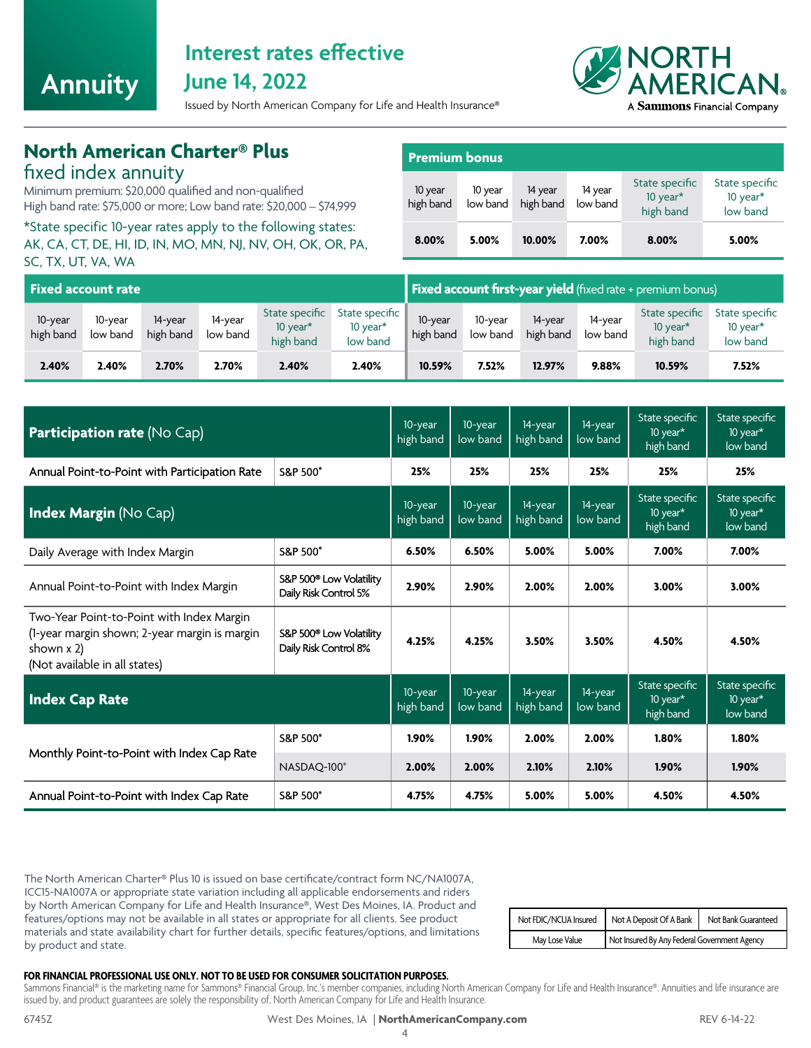Annuity

# Interest rates effective June 14, 2022

Issued by North American Company for Life and Health Insurance®

NORTH AMERICAN
A Sammons Financial Company

## North American Charter® Plus fixed index annuity

Minimum premium: $20,000 qualified and non-qualified
High band rate: $75,000 or more; Low band rate: $20,000 – $74,999

*State specific 10-year rates apply to the following states: AK, CA, CT, DE, HI, ID, IN, MO, MN, NJ, NV, OH, OK, OR, PA, SC, TX, UT, VA, WA

| Premium bonus | | | | | |
|---|---|---|---|---|---|
| 10 year high band | 10 year low band | 14 year high band | 14 year low band | State specific 10 year* high band | State specific 10 year* low band |
| 8.00% | 5.00% | 10.00% | 7.00% | 8.00% | 5.00% |

| Fixed account rate | | | | | |
|---|---|---|---|---|---|
| 10-year high band | 10-year low band | 14-year high band | 14-year low band | State specific 10 year* high band | State specific 10 year* low band |
| 2.40% | 2.40% | 2.70% | 2.70% | 2.40% | 2.40% |

| Fixed account first-year yield (fixed rate + premium bonus) | | | | | |
|---|---|---|---|---|---|
| 10-year high band | 10-year low band | 14-year high band | 14-year low band | State specific 10 year* high band | State specific 10 year* low band |
| 10.59% | 7.52% | 12.97% | 9.88% | 10.59% | 7.52% |

| **Participation rate** (No Cap) | | 10-year high band | 10-year low band | 14-year high band | 14-year low band | State specific 10 year* high band | State specific 10 year* low band |
|---|---|---|---|---|---|---|---|
| Annual Point-to-Point with Participation Rate | S&P 500® | 25% | 25% | 25% | 25% | 25% | 25% |
| **Index Margin** (No Cap) | | 10-year high band | 10-year low band | 14-year high band | 14-year low band | State specific 10 year* high band | State specific 10 year* low band |
| Daily Average with Index Margin | S&P 500® | 6.50% | 6.50% | 5.00% | 5.00% | 7.00% | 7.00% |
| Annual Point-to-Point with Index Margin | S&P 500® Low Volatility Daily Risk Control 5% | 2.90% | 2.90% | 2.00% | 2.00% | 3.00% | 3.00% |
| Two-Year Point-to-Point with Index Margin (1-year margin shown; 2-year margin is margin shown x 2) (Not available in all states) | S&P 500® Low Volatility Daily Risk Control 8% | 4.25% | 4.25% | 3.50% | 3.50% | 4.50% | 4.50% |
| **Index Cap Rate** | | 10-year high band | 10-year low band | 14-year high band | 14-year low band | State specific 10 year* high band | State specific 10 year* low band |
| Monthly Point-to-Point with Index Cap Rate | S&P 500® | 1.90% | 1.90% | 2.00% | 2.00% | 1.80% | 1.80% |
| | NASDAQ-100® | 2.00% | 2.00% | 2.10% | 2.10% | 1.90% | 1.90% |
| Annual Point-to-Point with Index Cap Rate | S&P 500® | 4.75% | 4.75% | 5.00% | 5.00% | 4.50% | 4.50% |

The North American Charter® Plus 10 is issued on base certificate/contract form NC/NA1007A, ICC15-NA1007A or appropriate state variation including all applicable endorsements and riders by North American Company for Life and Health Insurance®, West Des Moines, IA. Product and features/options may not be available in all states or appropriate for all clients. See product materials and state availability chart for further details, specific features/options, and limitations by product and state.

| Not FDIC/NCUA Insured | Not A Deposit Of A Bank | Not Bank Guaranteed |
|---|---|---|
| May Lose Value | Not Insured By Any Federal Government Agency | |

**FOR FINANCIAL PROFESSIONAL USE ONLY. NOT TO BE USED FOR CONSUMER SOLICITATION PURPOSES.**

Sammons Financial® is the marketing name for Sammons® Financial Group, Inc.'s member companies, including North American Company for Life and Health Insurance®. Annuities and life insurance are issued by, and product guarantees are solely the responsibility of, North American Company for Life and Health Insurance.

6745Z West Des Moines, IA | NorthAmericanCompany.com REV 6-14-22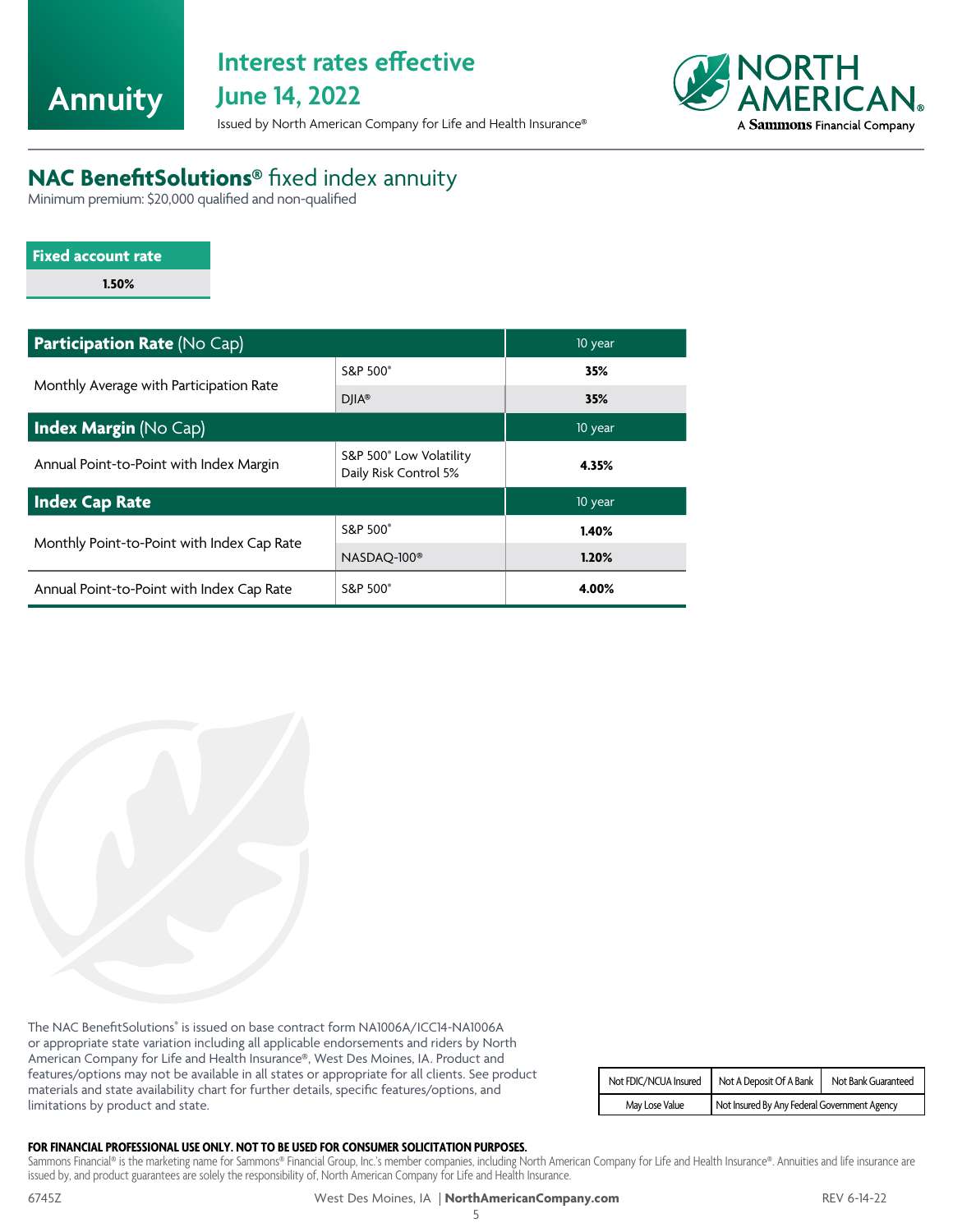# Annuity

## Interest rates effective June 14, 2022

Issued by North American Company for Life and Health Insurance®

NORTH AMERICAN® A Sammons Financial Company

## NAC BenefitSolutions® fixed index annuity

Minimum premium: $20,000 qualified and non-qualified

| Fixed account rate |
|---|
| **1.50%** |

| **Participation Rate** (No Cap) | | 10 year |
|---|---|---|
| Monthly Average with Participation Rate | S&P 500® | **35%** |
| | DJIA® | **35%** |
| **Index Margin** (No Cap) | | 10 year |
| Annual Point-to-Point with Index Margin | S&P 500® Low Volatility Daily Risk Control 5% | **4.35%** |
| **Index Cap Rate** | | 10 year |
| Monthly Point-to-Point with Index Cap Rate | S&P 500® | **1.40%** |
| | NASDAQ-100® | **1.20%** |
| Annual Point-to-Point with Index Cap Rate | S&P 500® | **4.00%** |

The NAC BenefitSolutions® is issued on base contract form NA1006A/ICC14-NA1006A or appropriate state variation including all applicable endorsements and riders by North American Company for Life and Health Insurance®, West Des Moines, IA. Product and features/options may not be available in all states or appropriate for all clients. See product materials and state availability chart for further details, specific features/options, and limitations by product and state.

| Not FDIC/NCUA Insured | Not A Deposit Of A Bank | Not Bank Guaranteed |
|---|---|---|
| May Lose Value | Not Insured By Any Federal Government Agency | |

**FOR FINANCIAL PROFESSIONAL USE ONLY. NOT TO BE USED FOR CONSUMER SOLICITATION PURPOSES.**

Sammons Financial® is the marketing name for Sammons® Financial Group, Inc.'s member companies, including North American Company for Life and Health Insurance®. Annuities and life insurance are issued by, and product guarantees are solely the responsibility of, North American Company for Life and Health Insurance.

6745Z West Des Moines, IA | **NorthAmericanCompany.com** REV 6-14-22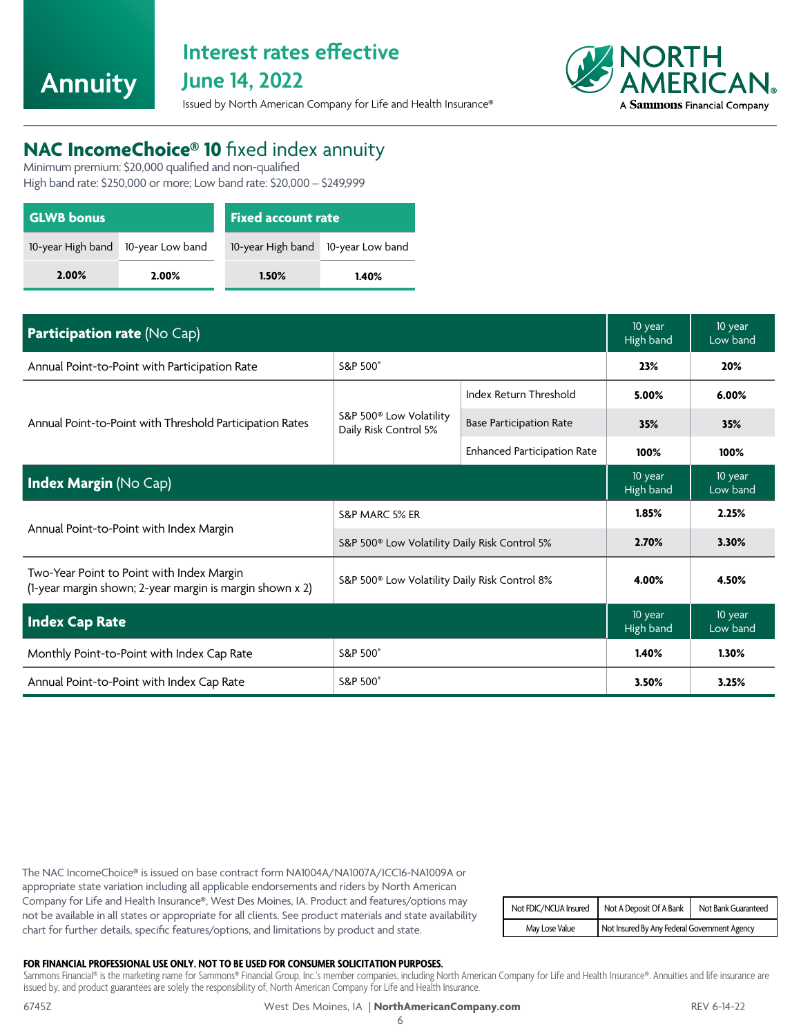Annuity

# Interest rates effective June 14, 2022

Issued by North American Company for Life and Health Insurance®

NORTH AMERICAN
A Sammons Financial Company

## NAC IncomeChoice® 10 fixed index annuity

Minimum premium: $20,000 qualified and non-qualified
High band rate: $250,000 or more; Low band rate: $20,000 – $249,999

| GLWB bonus | |
|---|---|
| 10-year High band | 10-year Low band |
| **2.00%** | **2.00%** |

| Fixed account rate | |
|---|---|
| 10-year High band | 10-year Low band |
| **1.50%** | **1.40%** |

| **Participation rate** (No Cap) | | | 10 year High band | 10 year Low band |
|---|---|---|---|---|
| Annual Point-to-Point with Participation Rate | S&P 500® | | **23%** | **20%** |
| Annual Point-to-Point with Threshold Participation Rates | S&P 500® Low Volatility Daily Risk Control 5% | Index Return Threshold | **5.00%** | **6.00%** |
| | | Base Participation Rate | **35%** | **35%** |
| | | Enhanced Participation Rate | **100%** | **100%** |
| **Index Margin** (No Cap) | | | 10 year High band | 10 year Low band |
| Annual Point-to-Point with Index Margin | S&P MARC 5% ER | | **1.85%** | **2.25%** |
| | S&P 500® Low Volatility Daily Risk Control 5% | | **2.70%** | **3.30%** |
| Two-Year Point to Point with Index Margin (1-year margin shown; 2-year margin is margin shown x 2) | S&P 500® Low Volatility Daily Risk Control 8% | | **4.00%** | **4.50%** |
| **Index Cap Rate** | | | 10 year High band | 10 year Low band |
| Monthly Point-to-Point with Index Cap Rate | S&P 500® | | **1.40%** | **1.30%** |
| Annual Point-to-Point with Index Cap Rate | S&P 500® | | **3.50%** | **3.25%** |

The NAC IncomeChoice® is issued on base contract form NA1004A/NA1007A/ICC16-NA1009A or appropriate state variation including all applicable endorsements and riders by North American Company for Life and Health Insurance®, West Des Moines, IA. Product and features/options may not be available in all states or appropriate for all clients. See product materials and state availability chart for further details, specific features/options, and limitations by product and state.

| Not FDIC/NCUA Insured | Not A Deposit Of A Bank | Not Bank Guaranteed |
|---|---|---|
| May Lose Value | Not Insured By Any Federal Government Agency | |

**FOR FINANCIAL PROFESSIONAL USE ONLY. NOT TO BE USED FOR CONSUMER SOLICITATION PURPOSES.**

Sammons Financial® is the marketing name for Sammons® Financial Group, Inc.'s member companies, including North American Company for Life and Health Insurance®. Annuities and life insurance are issued by, and product guarantees are solely the responsibility of, North American Company for Life and Health Insurance.

6745Z West Des Moines, IA | **NorthAmericanCompany.com** REV 6-14-22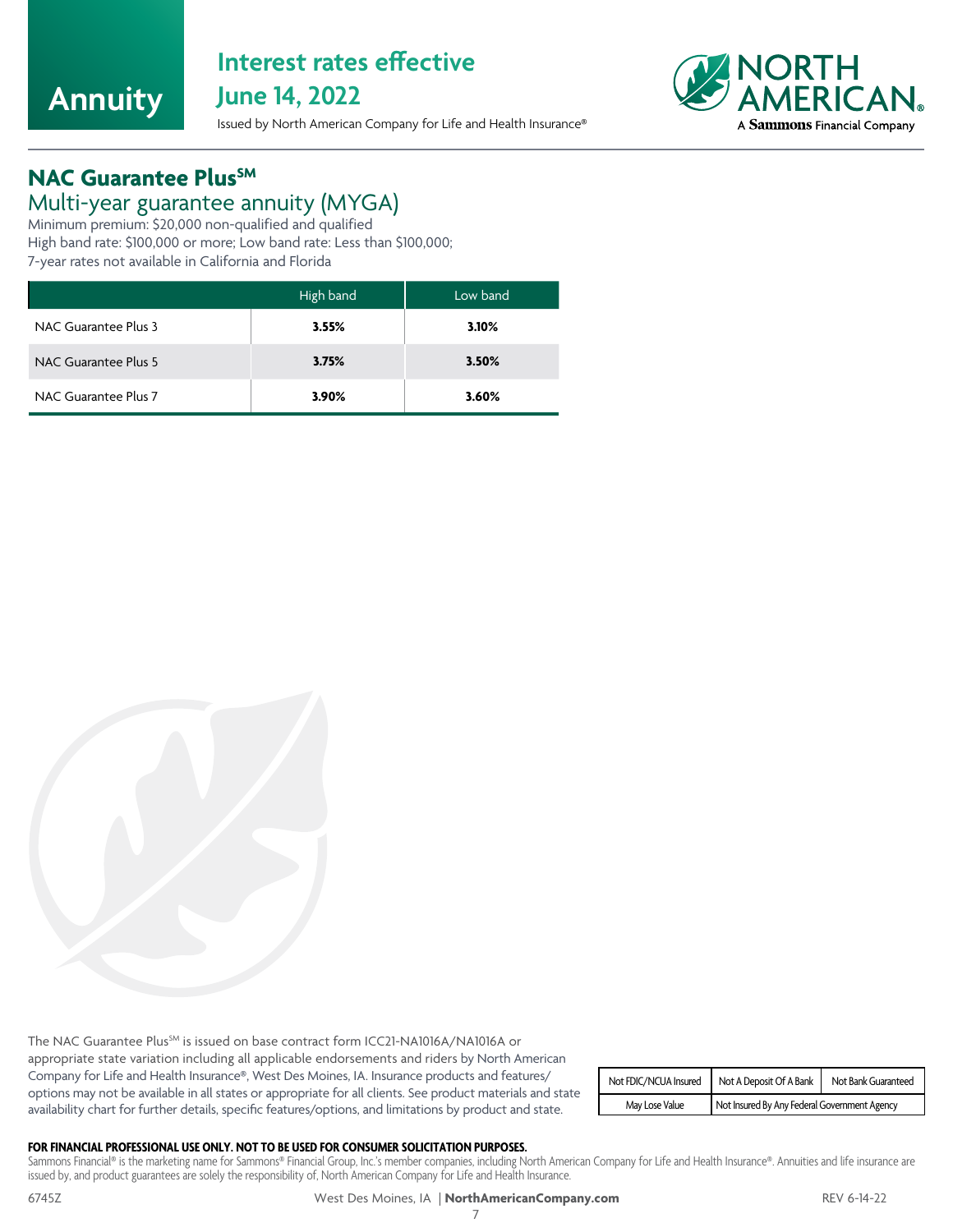# Annuity

## Interest rates effective June 14, 2022

Issued by North American Company for Life and Health Insurance®

NORTH AMERICAN® A Sammons Financial Company

## NAC Guarantee Plus[SM]

### Multi-year guarantee annuity (MYGA)

Minimum premium: $20,000 non-qualified and qualified
High band rate: $100,000 or more; Low band rate: Less than $100,000;
7-year rates not available in California and Florida

| | High band | Low band |
|---|---|---|
| NAC Guarantee Plus 3 | **3.55%** | **3.10%** |
| NAC Guarantee Plus 5 | **3.75%** | **3.50%** |
| NAC Guarantee Plus 7 | **3.90%** | **3.60%** |

The NAC Guarantee Plus[SM] is issued on base contract form ICC21-NA1016A/NA1016A or appropriate state variation including all applicable endorsements and riders by North American Company for Life and Health Insurance®, West Des Moines, IA. Insurance products and features/options may not be available in all states or appropriate for all clients. See product materials and state availability chart for further details, specific features/options, and limitations by product and state.

| Not FDIC/NCUA Insured | Not A Deposit Of A Bank | Not Bank Guaranteed |
|---|---|---|
| May Lose Value | Not Insured By Any Federal Government Agency | |

**FOR FINANCIAL PROFESSIONAL USE ONLY. NOT TO BE USED FOR CONSUMER SOLICITATION PURPOSES.**

Sammons Financial® is the marketing name for Sammons® Financial Group, Inc.'s member companies, including North American Company for Life and Health Insurance®. Annuities and life insurance are issued by, and product guarantees are solely the responsibility of, North American Company for Life and Health Insurance.

6745Z West Des Moines, IA | **NorthAmericanCompany.com** REV 6-14-22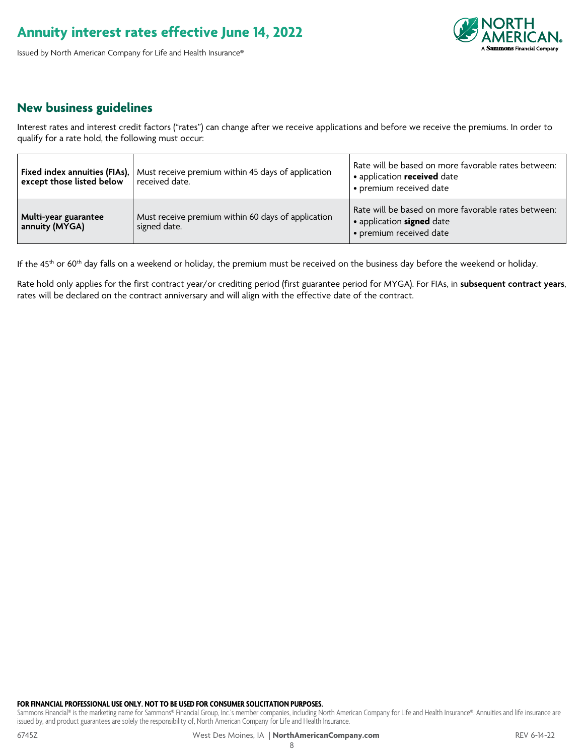# Annuity interest rates effective June 14, 2022

Issued by North American Company for Life and Health Insurance®

## New business guidelines

Interest rates and interest credit factors ("rates") can change after we receive applications and before we receive the premiums. In order to qualify for a rate hold, the following must occur:

| | | |
|---|---|---|
| **Fixed index annuities (FIAs), except those listed below** | Must receive premium within 45 days of application received date. | Rate will be based on more favorable rates between:<br>• application **received** date<br>• premium received date |
| **Multi-year guarantee annuity (MYGA)** | Must receive premium within 60 days of application signed date. | Rate will be based on more favorable rates between:<br>• application **signed** date<br>• premium received date |

If the 45th or 60th day falls on a weekend or holiday, the premium must be received on the business day before the weekend or holiday.

Rate hold only applies for the first contract year/or crediting period (first guarantee period for MYGA). For FIAs, in **subsequent contract years**, rates will be declared on the contract anniversary and will align with the effective date of the contract.

**FOR FINANCIAL PROFESSIONAL USE ONLY. NOT TO BE USED FOR CONSUMER SOLICITATION PURPOSES.**

Sammons Financial® is the marketing name for Sammons® Financial Group, Inc.'s member companies, including North American Company for Life and Health Insurance®. Annuities and life insurance are issued by, and product guarantees are solely the responsibility of, North American Company for Life and Health Insurance.

6745Z West Des Moines, IA | **NorthAmericanCompany.com** REV 6-14-22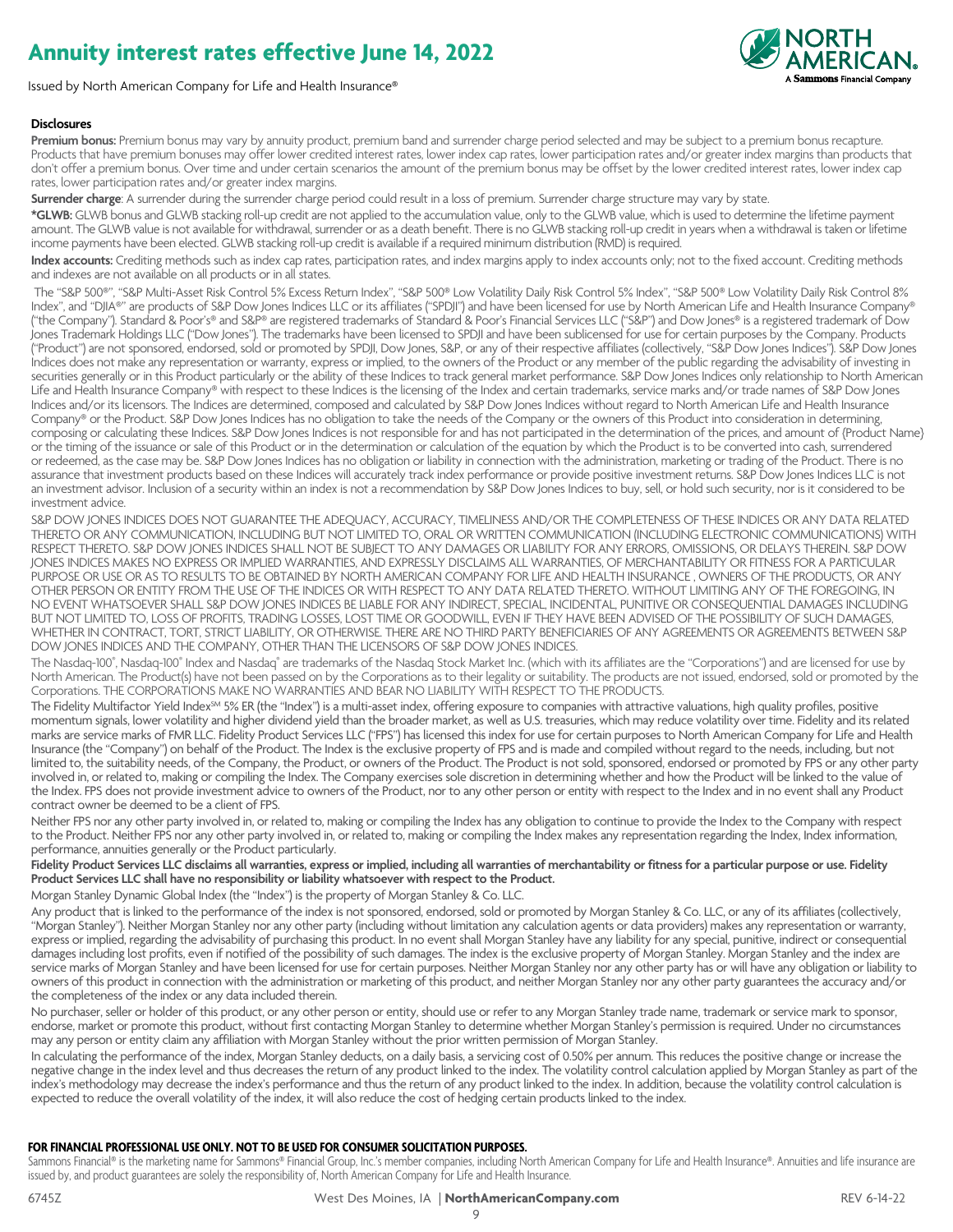# Annuity interest rates effective June 14, 2022

Issued by North American Company for Life and Health Insurance®

### Disclosures

**Premium bonus:** Premium bonus may vary by annuity product, premium band and surrender charge period selected and may be subject to a premium bonus recapture. Products that have premium bonuses may offer lower credited interest rates, lower index cap rates, lower participation rates and/or greater index margins than products that don't offer a premium bonus. Over time and under certain scenarios the amount of the premium bonus may be offset by the lower credited interest rates, lower index cap rates, lower participation rates and/or greater index margins.

**Surrender charge**: A surrender during the surrender charge period could result in a loss of premium. Surrender charge structure may vary by state.

**\*GLWB:** GLWB bonus and GLWB stacking roll-up credit are not applied to the accumulation value, only to the GLWB value, which is used to determine the lifetime payment amount. The GLWB value is not available for withdrawal, surrender or as a death benefit. There is no GLWB stacking roll-up credit in years when a withdrawal is taken or lifetime income payments have been elected. GLWB stacking roll-up credit is available if a required minimum distribution (RMD) is required.

**Index accounts:** Crediting methods such as index cap rates, participation rates, and index margins apply to index accounts only; not to the fixed account. Crediting methods and indexes are not available on all products or in all states.

The "S&P 500®", "S&P Multi-Asset Risk Control 5% Excess Return Index", "S&P 500® Low Volatility Daily Risk Control 5% Index", "S&P 500® Low Volatility Daily Risk Control 8% Index", and "DJIA®" are products of S&P Dow Jones Indices LLC or its affiliates ("SPDJI") and have been licensed for use by North American Life and Health Insurance Company® ("the Company"). Standard & Poor's® and S&P® are registered trademarks of Standard & Poor's Financial Services LLC ("S&P") and Dow Jones® is a registered trademark of Dow Jones Trademark Holdings LLC ("Dow Jones"). The trademarks have been licensed to SPDJI and have been sublicensed for use for certain purposes by the Company. Products ("Product") are not sponsored, endorsed, sold or promoted by SPDJI, Dow Jones, S&P, or any of their respective affiliates (collectively, "S&P Dow Jones Indices"). S&P Dow Jones Indices does not make any representation or warranty, express or implied, to the owners of the Product or any member of the public regarding the advisability of investing in securities generally or in this Product particularly or the ability of these Indices to track general market performance. S&P Dow Jones Indices only relationship to North American Life and Health Insurance Company® with respect to these Indices is the licensing of the Index and certain trademarks, service marks and/or trade names of S&P Dow Jones Indices and/or its licensors. The Indices are determined, composed and calculated by S&P Dow Jones Indices without regard to North American Life and Health Insurance Company® or the Product. S&P Dow Jones Indices has no obligation to take the needs of the Company or the owners of this Product into consideration in determining, composing or calculating these Indices. S&P Dow Jones Indices is not responsible for and has not participated in the determination of the prices, and amount of {Product Name} or the timing of the issuance or sale of this Product or in the determination or calculation of the equation by which the Product is to be converted into cash, surrendered or redeemed, as the case may be. S&P Dow Jones Indices has no obligation or liability in connection with the administration, marketing or trading of the Product. There is no assurance that investment products based on these Indices will accurately track index performance or provide positive investment returns. S&P Dow Jones Indices LLC is not an investment advisor. Inclusion of a security within an index is not a recommendation by S&P Dow Jones Indices to buy, sell, or hold such security, nor is it considered to be investment advice.

S&P DOW JONES INDICES DOES NOT GUARANTEE THE ADEQUACY, ACCURACY, TIMELINESS AND/OR THE COMPLETENESS OF THESE INDICES OR ANY DATA RELATED THERETO OR ANY COMMUNICATION, INCLUDING BUT NOT LIMITED TO, ORAL OR WRITTEN COMMUNICATION (INCLUDING ELECTRONIC COMMUNICATIONS) WITH RESPECT THERETO. S&P DOW JONES INDICES SHALL NOT BE SUBJECT TO ANY DAMAGES OR LIABILITY FOR ANY ERRORS, OMISSIONS, OR DELAYS THEREIN. S&P DOW JONES INDICES MAKES NO EXPRESS OR IMPLIED WARRANTIES, AND EXPRESSLY DISCLAIMS ALL WARRANTIES, OF MERCHANTABILITY OR FITNESS FOR A PARTICULAR PURPOSE OR USE OR AS TO RESULTS TO BE OBTAINED BY NORTH AMERICAN COMPANY FOR LIFE AND HEALTH INSURANCE , OWNERS OF THE PRODUCTS, OR ANY OTHER PERSON OR ENTITY FROM THE USE OF THE INDICES OR WITH RESPECT TO ANY DATA RELATED THERETO. WITHOUT LIMITING ANY OF THE FOREGOING, IN NO EVENT WHATSOEVER SHALL S&P DOW JONES INDICES BE LIABLE FOR ANY INDIRECT, SPECIAL, INCIDENTAL, PUNITIVE OR CONSEQUENTIAL DAMAGES INCLUDING BUT NOT LIMITED TO, LOSS OF PROFITS, TRADING LOSSES, LOST TIME OR GOODWILL, EVEN IF THEY HAVE BEEN ADVISED OF THE POSSIBILITY OF SUCH DAMAGES, WHETHER IN CONTRACT, TORT, STRICT LIABILITY, OR OTHERWISE. THERE ARE NO THIRD PARTY BENEFICIARIES OF ANY AGREEMENTS OR AGREEMENTS BETWEEN S&P DOW JONES INDICES AND THE COMPANY, OTHER THAN THE LICENSORS OF S&P DOW JONES INDICES.

The Nasdaq-100®, Nasdaq-100® Index and Nasdaq® are trademarks of the Nasdaq Stock Market Inc. (which with its affiliates are the "Corporations") and are licensed for use by North American. The Product(s) have not been passed on by the Corporations as to their legality or suitability. The products are not issued, endorsed, sold or promoted by the Corporations. THE CORPORATIONS MAKE NO WARRANTIES AND BEAR NO LIABILITY WITH RESPECT TO THE PRODUCTS.

The Fidelity Multifactor Yield Index℠ 5% ER (the "Index") is a multi-asset index, offering exposure to companies with attractive valuations, high quality profiles, positive momentum signals, lower volatility and higher dividend yield than the broader market, as well as U.S. treasuries, which may reduce volatility over time. Fidelity and its related marks are service marks of FMR LLC. Fidelity Product Services LLC ("FPS") has licensed this index for use for certain purposes to North American Company for Life and Health Insurance (the "Company") on behalf of the Product. The Index is the exclusive property of FPS and is made and compiled without regard to the needs, including, but not limited to, the suitability needs, of the Company, the Product, or owners of the Product. The Product is not sold, sponsored, endorsed or promoted by FPS or any other party involved in, or related to, making or compiling the Index. The Company exercises sole discretion in determining whether and how the Product will be linked to the value of the Index. FPS does not provide investment advice to owners of the Product, nor to any other person or entity with respect to the Index and in no event shall any Product contract owner be deemed to be a client of FPS.

Neither FPS nor any other party involved in, or related to, making or compiling the Index has any obligation to continue to provide the Index to the Company with respect to the Product. Neither FPS nor any other party involved in, or related to, making or compiling the Index makes any representation regarding the Index, Index information, performance, annuities generally or the Product particularly.

**Fidelity Product Services LLC disclaims all warranties, express or implied, including all warranties of merchantability or fitness for a particular purpose or use. Fidelity Product Services LLC shall have no responsibility or liability whatsoever with respect to the Product.**

Morgan Stanley Dynamic Global Index (the "Index") is the property of Morgan Stanley & Co. LLC.

Any product that is linked to the performance of the index is not sponsored, endorsed, sold or promoted by Morgan Stanley & Co. LLC, or any of its affiliates (collectively, "Morgan Stanley"). Neither Morgan Stanley nor any other party (including without limitation any calculation agents or data providers) makes any representation or warranty, express or implied, regarding the advisability of purchasing this product. In no event shall Morgan Stanley have any liability for any special, punitive, indirect or consequential damages including lost profits, even if notified of the possibility of such damages. The index is the exclusive property of Morgan Stanley. Morgan Stanley and the index are service marks of Morgan Stanley and have been licensed for use for certain purposes. Neither Morgan Stanley nor any other party has or will have any obligation or liability to owners of this product in connection with the administration or marketing of this product, and neither Morgan Stanley nor any other party guarantees the accuracy and/or the completeness of the index or any data included therein.

No purchaser, seller or holder of this product, or any other person or entity, should use or refer to any Morgan Stanley trade name, trademark or service mark to sponsor, endorse, market or promote this product, without first contacting Morgan Stanley to determine whether Morgan Stanley's permission is required. Under no circumstances may any person or entity claim any affiliation with Morgan Stanley without the prior written permission of Morgan Stanley.

In calculating the performance of the index, Morgan Stanley deducts, on a daily basis, a servicing cost of 0.50% per annum. This reduces the positive change or increase the negative change in the index level and thus decreases the return of any product linked to the index. The volatility control calculation applied by Morgan Stanley as part of the index's methodology may decrease the index's performance and thus the return of any product linked to the index. In addition, because the volatility control calculation is expected to reduce the overall volatility of the index, it will also reduce the cost of hedging certain products linked to the index.

**FOR FINANCIAL PROFESSIONAL USE ONLY. NOT TO BE USED FOR CONSUMER SOLICITATION PURPOSES.**

Sammons Financial® is the marketing name for Sammons® Financial Group, Inc.'s member companies, including North American Company for Life and Health Insurance®. Annuities and life insurance are issued by, and product guarantees are solely the responsibility of, North American Company for Life and Health Insurance.

6745Z | West Des Moines, IA | **NorthAmericanCompany.com** | REV 6-14-22